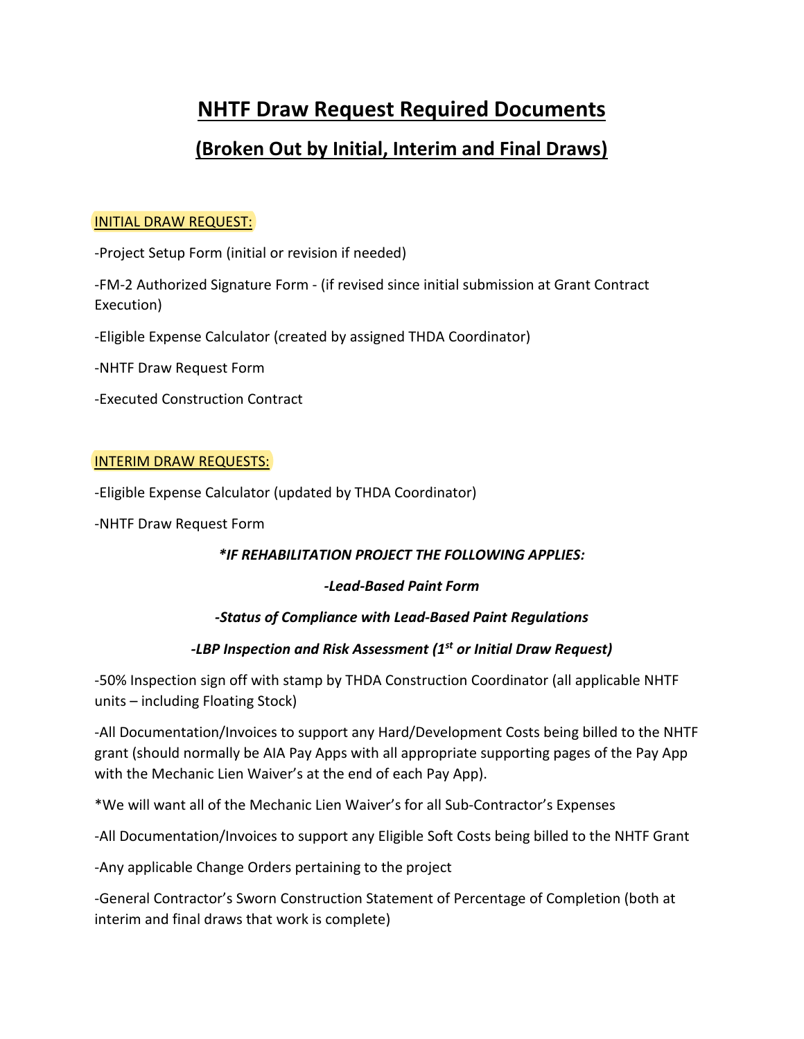# NHTF Draw Request Required Documents

## (Broken Out by Initial, Interim and Final Draws)

INITIAL DRAW REQUEST:

-Project Setup Form (initial or revision if needed)

-FM-2 Authorized Signature Form - (if revised since initial submission at Grant Contract Execution)

-Eligible Expense Calculator (created by assigned THDA Coordinator)

-NHTF Draw Request Form

-Executed Construction Contract

INTERIM DRAW REQUESTS:

-Eligible Expense Calculator (updated by THDA Coordinator)

-NHTF Draw Request Form

***IF REHABILITATION PROJECT THE FOLLOWING APPLIES:**

***-Lead-Based Paint Form***

***-Status of Compliance with Lead-Based Paint Regulations***

***-LBP Inspection and Risk Assessment (1st or Initial Draw Request)***

-50% Inspection sign off with stamp by THDA Construction Coordinator (all applicable NHTF units – including Floating Stock)

-All Documentation/Invoices to support any Hard/Development Costs being billed to the NHTF grant (should normally be AIA Pay Apps with all appropriate supporting pages of the Pay App with the Mechanic Lien Waiver's at the end of each Pay App).

*We will want all of the Mechanic Lien Waiver's for all Sub-Contractor's Expenses

-All Documentation/Invoices to support any Eligible Soft Costs being billed to the NHTF Grant

-Any applicable Change Orders pertaining to the project

-General Contractor's Sworn Construction Statement of Percentage of Completion (both at interim and final draws that work is complete)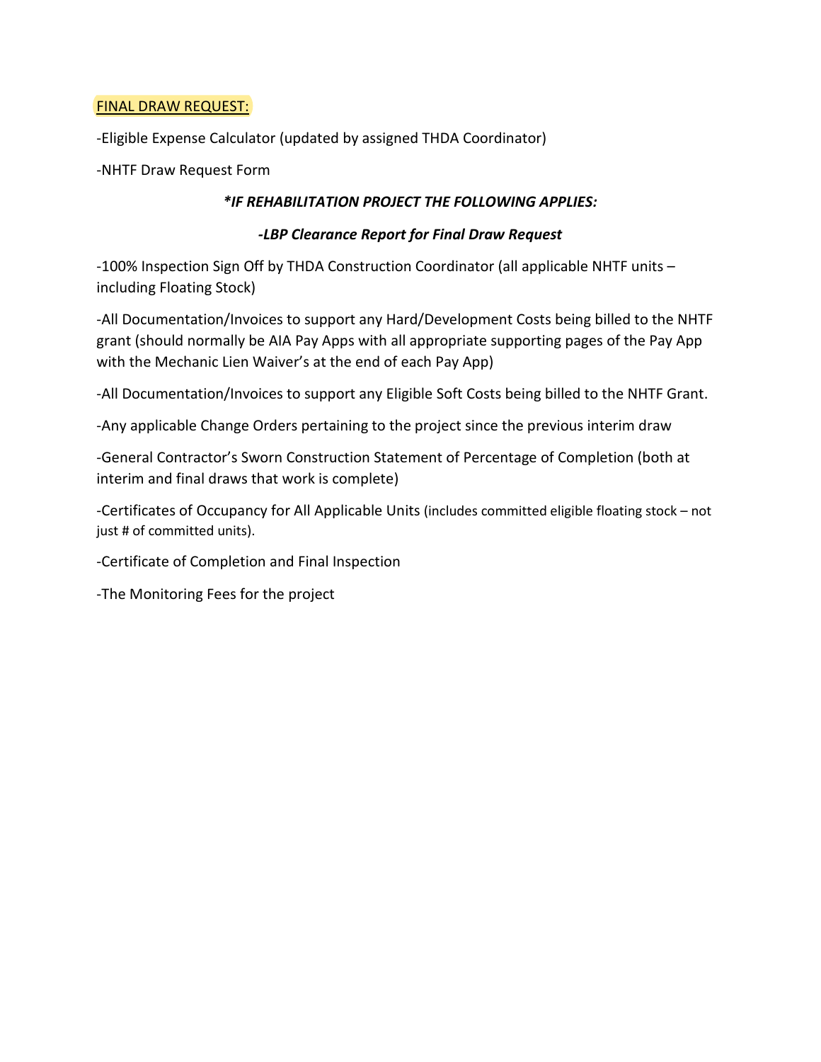FINAL DRAW REQUEST:

-Eligible Expense Calculator (updated by assigned THDA Coordinator)

-NHTF Draw Request Form

***IF REHABILITATION PROJECT THE FOLLOWING APPLIES:***

***-LBP Clearance Report for Final Draw Request***

-100% Inspection Sign Off by THDA Construction Coordinator (all applicable NHTF units – including Floating Stock)

-All Documentation/Invoices to support any Hard/Development Costs being billed to the NHTF grant (should normally be AIA Pay Apps with all appropriate supporting pages of the Pay App with the Mechanic Lien Waiver's at the end of each Pay App)

-All Documentation/Invoices to support any Eligible Soft Costs being billed to the NHTF Grant.

-Any applicable Change Orders pertaining to the project since the previous interim draw

-General Contractor's Sworn Construction Statement of Percentage of Completion (both at interim and final draws that work is complete)

-Certificates of Occupancy for All Applicable Units (includes committed eligible floating stock – not just # of committed units).

-Certificate of Completion and Final Inspection

-The Monitoring Fees for the project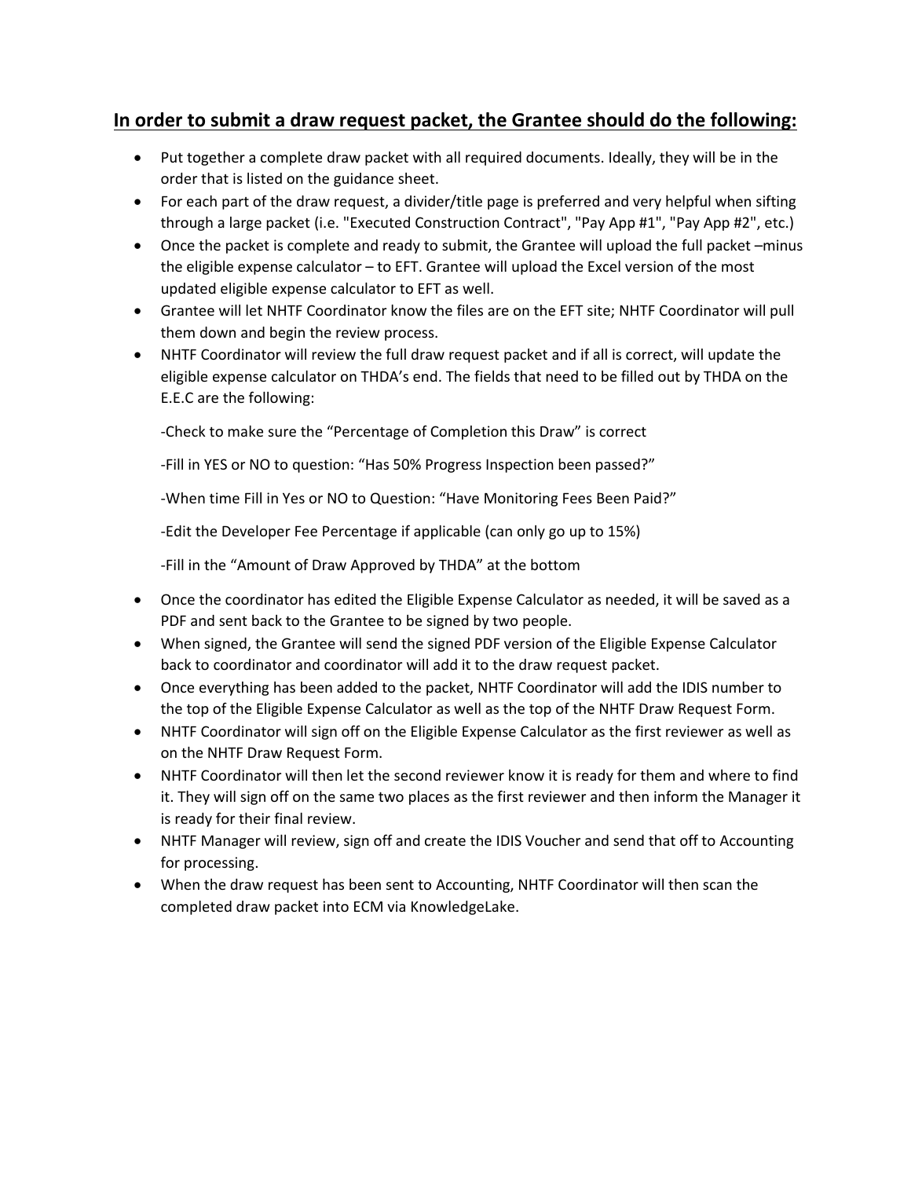## In order to submit a draw request packet, the Grantee should do the following:

- Put together a complete draw packet with all required documents. Ideally, they will be in the order that is listed on the guidance sheet.
- For each part of the draw request, a divider/title page is preferred and very helpful when sifting through a large packet (i.e. "Executed Construction Contract", "Pay App #1", "Pay App #2", etc.)
- Once the packet is complete and ready to submit, the Grantee will upload the full packet –minus the eligible expense calculator – to EFT. Grantee will upload the Excel version of the most updated eligible expense calculator to EFT as well.
- Grantee will let NHTF Coordinator know the files are on the EFT site; NHTF Coordinator will pull them down and begin the review process.
- NHTF Coordinator will review the full draw request packet and if all is correct, will update the eligible expense calculator on THDA's end. The fields that need to be filled out by THDA on the E.E.C are the following:

  -Check to make sure the "Percentage of Completion this Draw" is correct

  -Fill in YES or NO to question: "Has 50% Progress Inspection been passed?"

  -When time Fill in Yes or NO to Question: "Have Monitoring Fees Been Paid?"

  -Edit the Developer Fee Percentage if applicable (can only go up to 15%)

  -Fill in the "Amount of Draw Approved by THDA" at the bottom

- Once the coordinator has edited the Eligible Expense Calculator as needed, it will be saved as a PDF and sent back to the Grantee to be signed by two people.
- When signed, the Grantee will send the signed PDF version of the Eligible Expense Calculator back to coordinator and coordinator will add it to the draw request packet.
- Once everything has been added to the packet, NHTF Coordinator will add the IDIS number to the top of the Eligible Expense Calculator as well as the top of the NHTF Draw Request Form.
- NHTF Coordinator will sign off on the Eligible Expense Calculator as the first reviewer as well as on the NHTF Draw Request Form.
- NHTF Coordinator will then let the second reviewer know it is ready for them and where to find it. They will sign off on the same two places as the first reviewer and then inform the Manager it is ready for their final review.
- NHTF Manager will review, sign off and create the IDIS Voucher and send that off to Accounting for processing.
- When the draw request has been sent to Accounting, NHTF Coordinator will then scan the completed draw packet into ECM via KnowledgeLake.